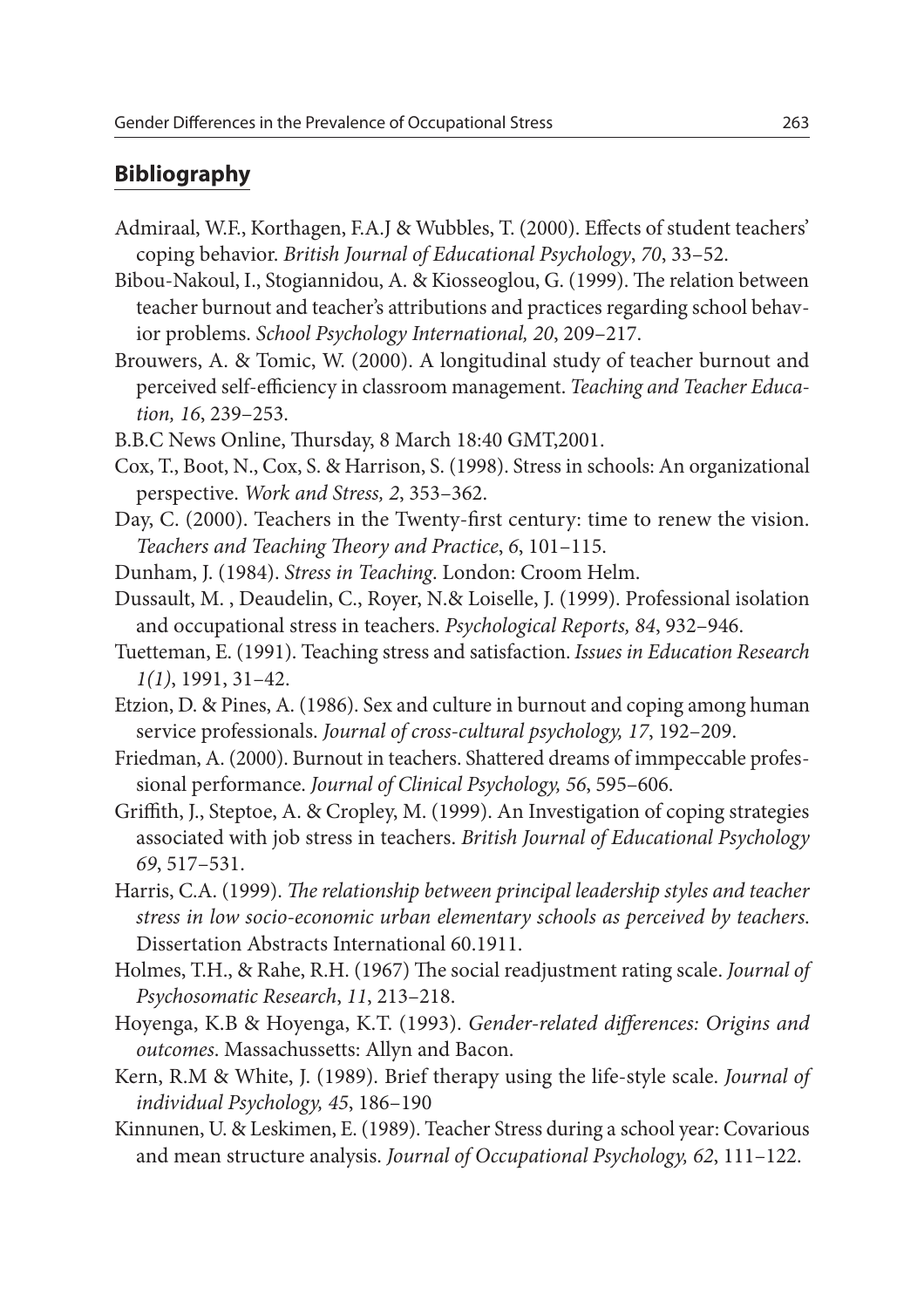## Bibliography

Admiraal, W.F., Korthagen, F.A.J & Wubbles, T. (2000). Effects of student teachers' coping behavior. *British Journal of Educational Psychology*, *70*, 33–52.

Bibou-Nakoul, I., Stogiannidou, A. & Kiosseoglou, G. (1999). The relation between teacher burnout and teacher's attributions and practices regarding school behavior problems. *School Psychology International, 20*, 209–217.

Brouwers, A. & Tomic, W. (2000). A longitudinal study of teacher burnout and perceived self-efficiency in classroom management. *Teaching and Teacher Education, 16*, 239–253.

B.B.C News Online, Thursday, 8 March 18:40 GMT,2001.

Cox, T., Boot, N., Cox, S. & Harrison, S. (1998). Stress in schools: An organizational perspective. *Work and Stress, 2*, 353–362.

Day, C. (2000). Teachers in the Twenty-first century: time to renew the vision. *Teachers and Teaching Theory and Practice*, *6*, 101–115.

Dunham, J. (1984). *Stress in Teaching*. London: Croom Helm.

Dussault, M. , Deaudelin, C., Royer, N.& Loiselle, J. (1999). Professional isolation and occupational stress in teachers. *Psychological Reports, 84*, 932–946.

Tuetteman, E. (1991). Teaching stress and satisfaction. *Issues in Education Research 1(1)*, 1991, 31–42.

Etzion, D. & Pines, A. (1986). Sex and culture in burnout and coping among human service professionals. *Journal of cross-cultural psychology, 17*, 192–209.

Friedman, A. (2000). Burnout in teachers. Shattered dreams of immpeccable professional performance. *Journal of Clinical Psychology, 56*, 595–606.

Griffith, J., Steptoe, A. & Cropley, M. (1999). An Investigation of coping strategies associated with job stress in teachers. *British Journal of Educational Psychology 69*, 517–531.

Harris, C.A. (1999). *The relationship between principal leadership styles and teacher stress in low socio-economic urban elementary schools as perceived by teachers*. Dissertation Abstracts International 60.1911.

Holmes, T.H., & Rahe, R.H. (1967) The social readjustment rating scale. *Journal of Psychosomatic Research*, *11*, 213–218.

Hoyenga, K.B & Hoyenga, K.T. (1993). *Gender-related differences: Origins and outcomes*. Massachussetts: Allyn and Bacon.

Kern, R.M & White, J. (1989). Brief therapy using the life-style scale. *Journal of individual Psychology, 45*, 186–190

Kinnunen, U. & Leskimen, E. (1989). Teacher Stress during a school year: Covarious and mean structure analysis. *Journal of Occupational Psychology, 62*, 111–122.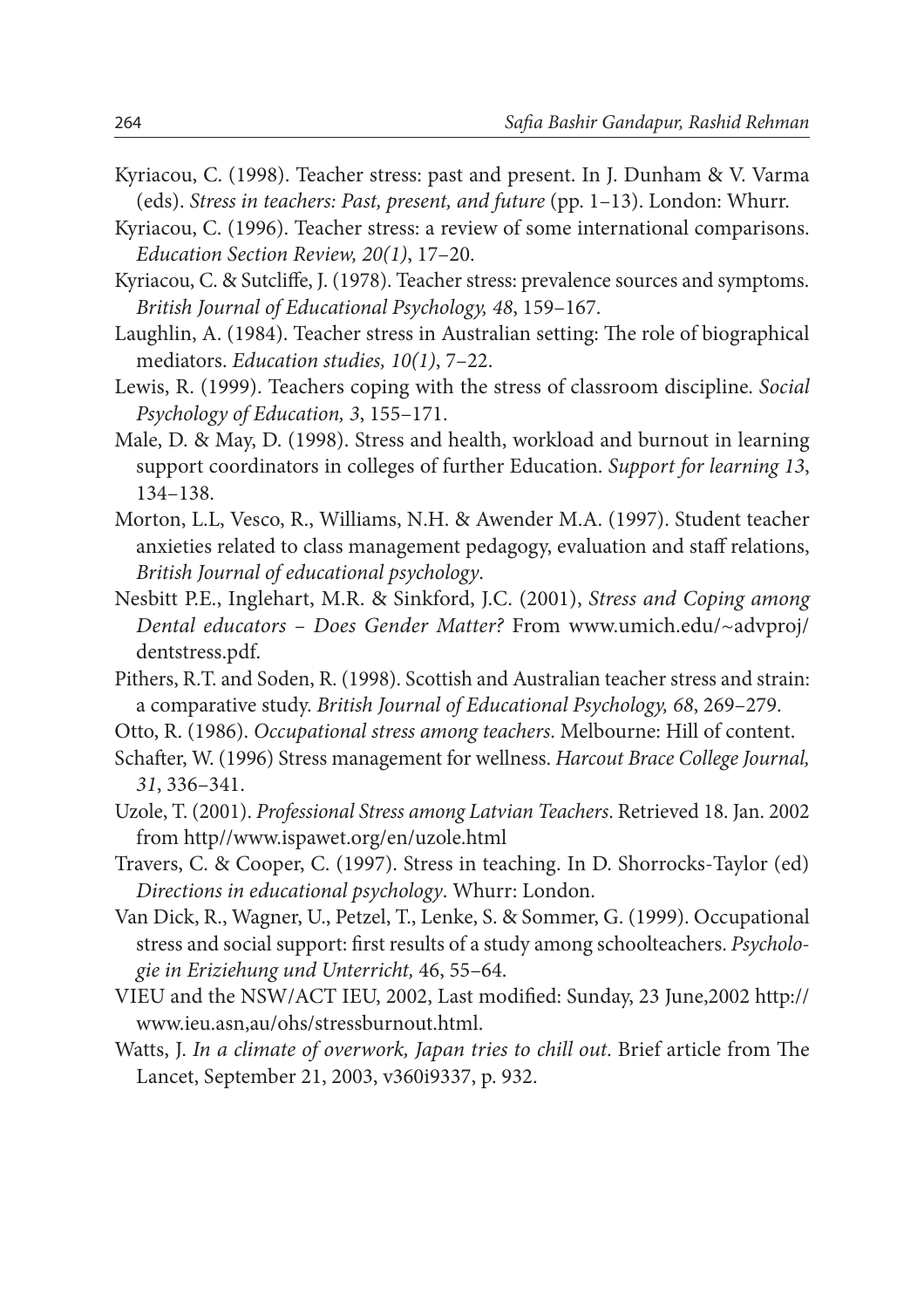Kyriacou, C. (1998). Teacher stress: past and present. In J. Dunham & V. Varma (eds). *Stress in teachers: Past, present, and future* (pp. 1–13). London: Whurr.

Kyriacou, C. (1996). Teacher stress: a review of some international comparisons. *Education Section Review, 20(1)*, 17–20.

Kyriacou, C. & Sutcliffe, J. (1978). Teacher stress: prevalence sources and symptoms. *British Journal of Educational Psychology, 48*, 159–167.

Laughlin, A. (1984). Teacher stress in Australian setting: The role of biographical mediators. *Education studies, 10(1)*, 7–22.

Lewis, R. (1999). Teachers coping with the stress of classroom discipline. *Social Psychology of Education, 3*, 155–171.

Male, D. & May, D. (1998). Stress and health, workload and burnout in learning support coordinators in colleges of further Education. *Support for learning 13*, 134–138.

Morton, L.L, Vesco, R., Williams, N.H. & Awender M.A. (1997). Student teacher anxieties related to class management pedagogy, evaluation and staff relations, *British Journal of educational psychology*.

Nesbitt P.E., Inglehart, M.R. & Sinkford, J.C. (2001), *Stress and Coping among Dental educators – Does Gender Matter?* From www.umich.edu/~advproj/dentstress.pdf.

Pithers, R.T. and Soden, R. (1998). Scottish and Australian teacher stress and strain: a comparative study. *British Journal of Educational Psychology, 68*, 269–279.

Otto, R. (1986). *Occupational stress among teachers*. Melbourne: Hill of content.

Schafter, W. (1996) Stress management for wellness. *Harcout Brace College Journal, 31*, 336–341.

Uzole, T. (2001). *Professional Stress among Latvian Teachers*. Retrieved 18. Jan. 2002 from http//www.ispawet.org/en/uzole.html

Travers, C. & Cooper, C. (1997). Stress in teaching. In D. Shorrocks-Taylor (ed) *Directions in educational psychology*. Whurr: London.

Van Dick, R., Wagner, U., Petzel, T., Lenke, S. & Sommer, G. (1999). Occupational stress and social support: first results of a study among schoolteachers. *Psychologie in Eriziehung und Unterricht,* 46, 55–64.

VIEU and the NSW/ACT IEU, 2002, Last modified: Sunday, 23 June,2002 http://www.ieu.asn,au/ohs/stressburnout.html.

Watts, J. *In a climate of overwork, Japan tries to chill out*. Brief article from The Lancet, September 21, 2003, v360i9337, p. 932.